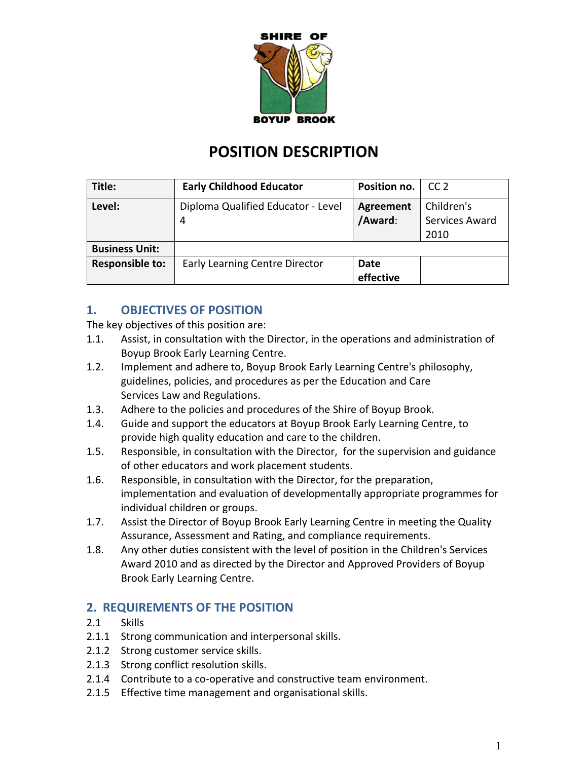SHIRE OF BOYUP BROOK

# POSITION DESCRIPTION

| Title: | Early Childhood Educator | Position no. | CC 2 |
|---|---|---|---|
| Level: | Diploma Qualified Educator - Level 4 | Agreement /Award: | Children's Services Award 2010 |
| Business Unit: | | | |
| Responsible to: | Early Learning Centre Director | Date effective | |

## 1. OBJECTIVES OF POSITION

The key objectives of this position are:

1.1. Assist, in consultation with the Director, in the operations and administration of Boyup Brook Early Learning Centre.

1.2. Implement and adhere to, Boyup Brook Early Learning Centre's philosophy, guidelines, policies, and procedures as per the Education and Care Services Law and Regulations.

1.3. Adhere to the policies and procedures of the Shire of Boyup Brook.

1.4. Guide and support the educators at Boyup Brook Early Learning Centre, to provide high quality education and care to the children.

1.5. Responsible, in consultation with the Director, for the supervision and guidance of other educators and work placement students.

1.6. Responsible, in consultation with the Director, for the preparation, implementation and evaluation of developmentally appropriate programmes for individual children or groups.

1.7. Assist the Director of Boyup Brook Early Learning Centre in meeting the Quality Assurance, Assessment and Rating, and compliance requirements.

1.8. Any other duties consistent with the level of position in the Children's Services Award 2010 and as directed by the Director and Approved Providers of Boyup Brook Early Learning Centre.

## 2. REQUIREMENTS OF THE POSITION

2.1 Skills

2.1.1 Strong communication and interpersonal skills.

2.1.2 Strong customer service skills.

2.1.3 Strong conflict resolution skills.

2.1.4 Contribute to a co-operative and constructive team environment.

2.1.5 Effective time management and organisational skills.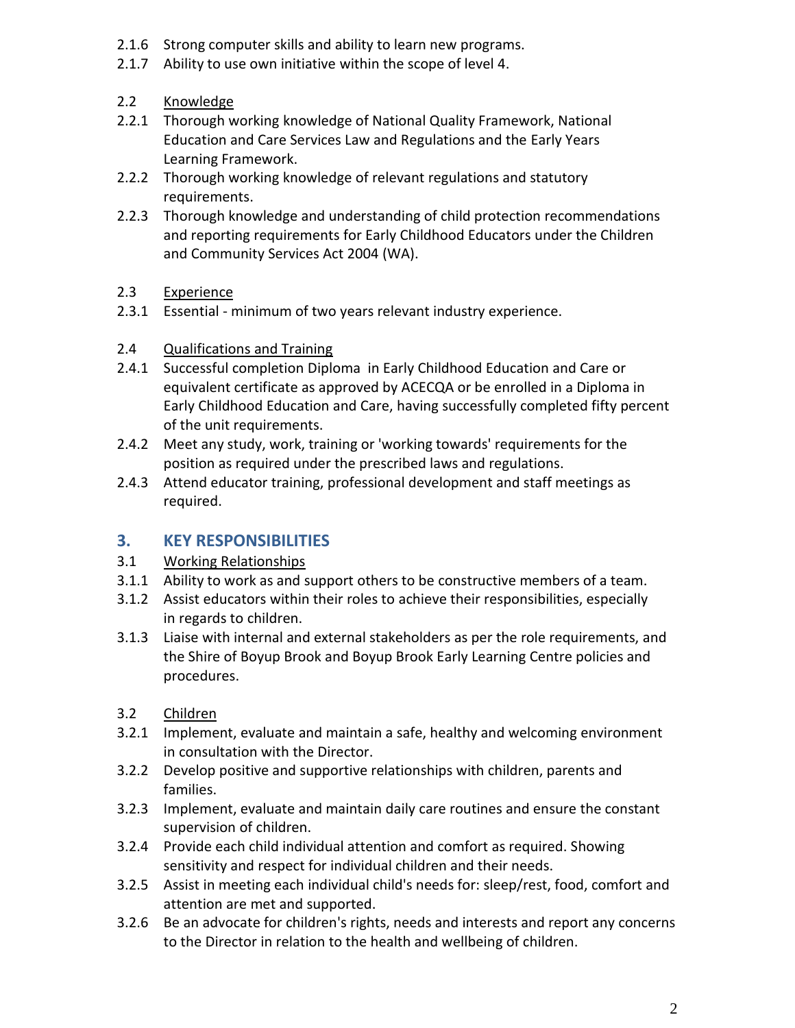2.1.6 Strong computer skills and ability to learn new programs.

2.1.7 Ability to use own initiative within the scope of level 4.

2.2 Knowledge

2.2.1 Thorough working knowledge of National Quality Framework, National Education and Care Services Law and Regulations and the Early Years Learning Framework.

2.2.2 Thorough working knowledge of relevant regulations and statutory requirements.

2.2.3 Thorough knowledge and understanding of child protection recommendations and reporting requirements for Early Childhood Educators under the Children and Community Services Act 2004 (WA).

2.3 Experience

2.3.1 Essential - minimum of two years relevant industry experience.

2.4 Qualifications and Training

2.4.1 Successful completion Diploma in Early Childhood Education and Care or equivalent certificate as approved by ACECQA or be enrolled in a Diploma in Early Childhood Education and Care, having successfully completed fifty percent of the unit requirements.

2.4.2 Meet any study, work, training or 'working towards' requirements for the position as required under the prescribed laws and regulations.

2.4.3 Attend educator training, professional development and staff meetings as required.

## 3. KEY RESPONSIBILITIES

3.1 Working Relationships

3.1.1 Ability to work as and support others to be constructive members of a team.

3.1.2 Assist educators within their roles to achieve their responsibilities, especially in regards to children.

3.1.3 Liaise with internal and external stakeholders as per the role requirements, and the Shire of Boyup Brook and Boyup Brook Early Learning Centre policies and procedures.

3.2 Children

3.2.1 Implement, evaluate and maintain a safe, healthy and welcoming environment in consultation with the Director.

3.2.2 Develop positive and supportive relationships with children, parents and families.

3.2.3 Implement, evaluate and maintain daily care routines and ensure the constant supervision of children.

3.2.4 Provide each child individual attention and comfort as required. Showing sensitivity and respect for individual children and their needs.

3.2.5 Assist in meeting each individual child's needs for: sleep/rest, food, comfort and attention are met and supported.

3.2.6 Be an advocate for children's rights, needs and interests and report any concerns to the Director in relation to the health and wellbeing of children.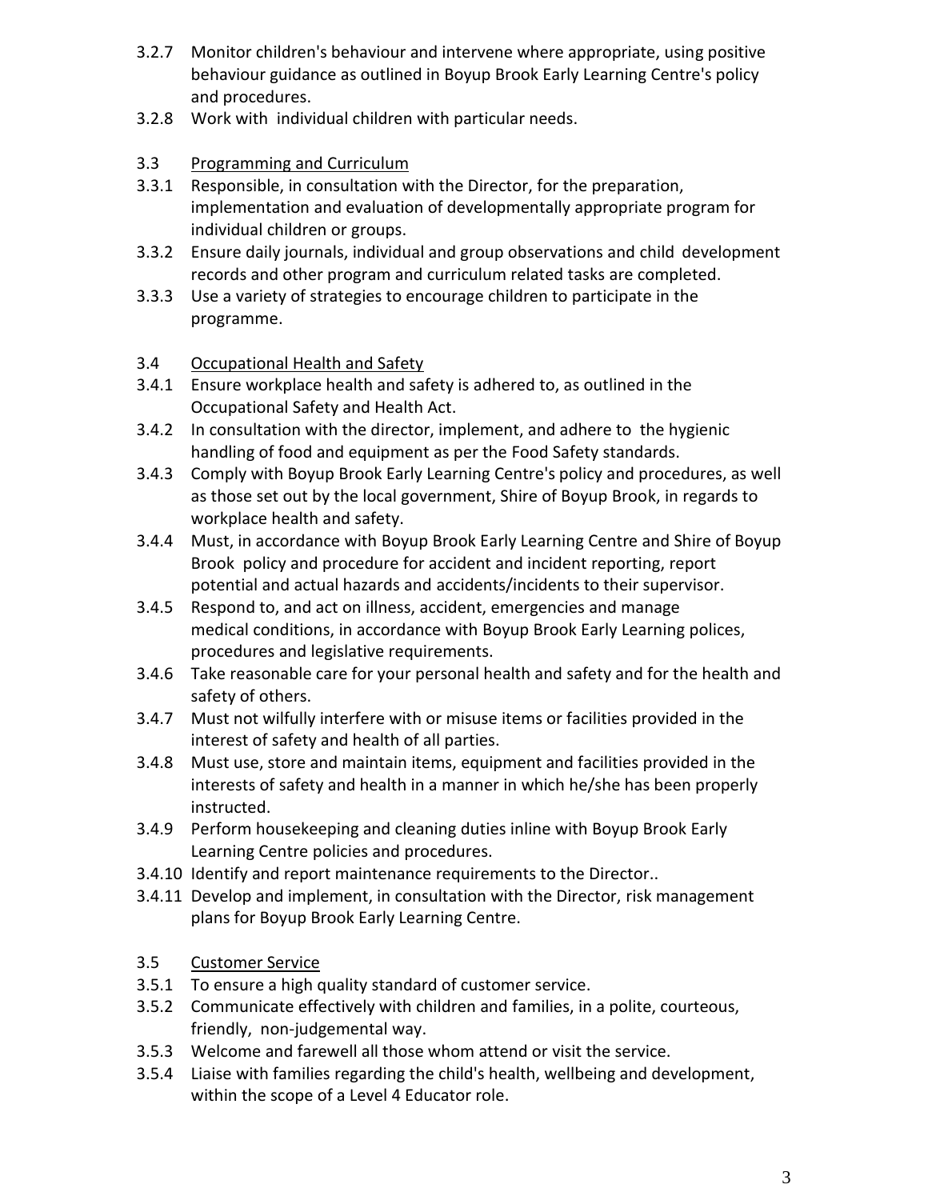3.2.7 Monitor children's behaviour and intervene where appropriate, using positive behaviour guidance as outlined in Boyup Brook Early Learning Centre's policy and procedures.

3.2.8 Work with individual children with particular needs.

3.3 <u>Programming and Curriculum</u>

3.3.1 Responsible, in consultation with the Director, for the preparation, implementation and evaluation of developmentally appropriate program for individual children or groups.

3.3.2 Ensure daily journals, individual and group observations and child development records and other program and curriculum related tasks are completed.

3.3.3 Use a variety of strategies to encourage children to participate in the programme.

3.4 <u>Occupational Health and Safety</u>

3.4.1 Ensure workplace health and safety is adhered to, as outlined in the Occupational Safety and Health Act.

3.4.2 In consultation with the director, implement, and adhere to the hygienic handling of food and equipment as per the Food Safety standards.

3.4.3 Comply with Boyup Brook Early Learning Centre's policy and procedures, as well as those set out by the local government, Shire of Boyup Brook, in regards to workplace health and safety.

3.4.4 Must, in accordance with Boyup Brook Early Learning Centre and Shire of Boyup Brook policy and procedure for accident and incident reporting, report potential and actual hazards and accidents/incidents to their supervisor.

3.4.5 Respond to, and act on illness, accident, emergencies and manage medical conditions, in accordance with Boyup Brook Early Learning polices, procedures and legislative requirements.

3.4.6 Take reasonable care for your personal health and safety and for the health and safety of others.

3.4.7 Must not wilfully interfere with or misuse items or facilities provided in the interest of safety and health of all parties.

3.4.8 Must use, store and maintain items, equipment and facilities provided in the interests of safety and health in a manner in which he/she has been properly instructed.

3.4.9 Perform housekeeping and cleaning duties inline with Boyup Brook Early Learning Centre policies and procedures.

3.4.10 Identify and report maintenance requirements to the Director..

3.4.11 Develop and implement, in consultation with the Director, risk management plans for Boyup Brook Early Learning Centre.

3.5 <u>Customer Service</u>

3.5.1 To ensure a high quality standard of customer service.

3.5.2 Communicate effectively with children and families, in a polite, courteous, friendly, non-judgemental way.

3.5.3 Welcome and farewell all those whom attend or visit the service.

3.5.4 Liaise with families regarding the child's health, wellbeing and development, within the scope of a Level 4 Educator role.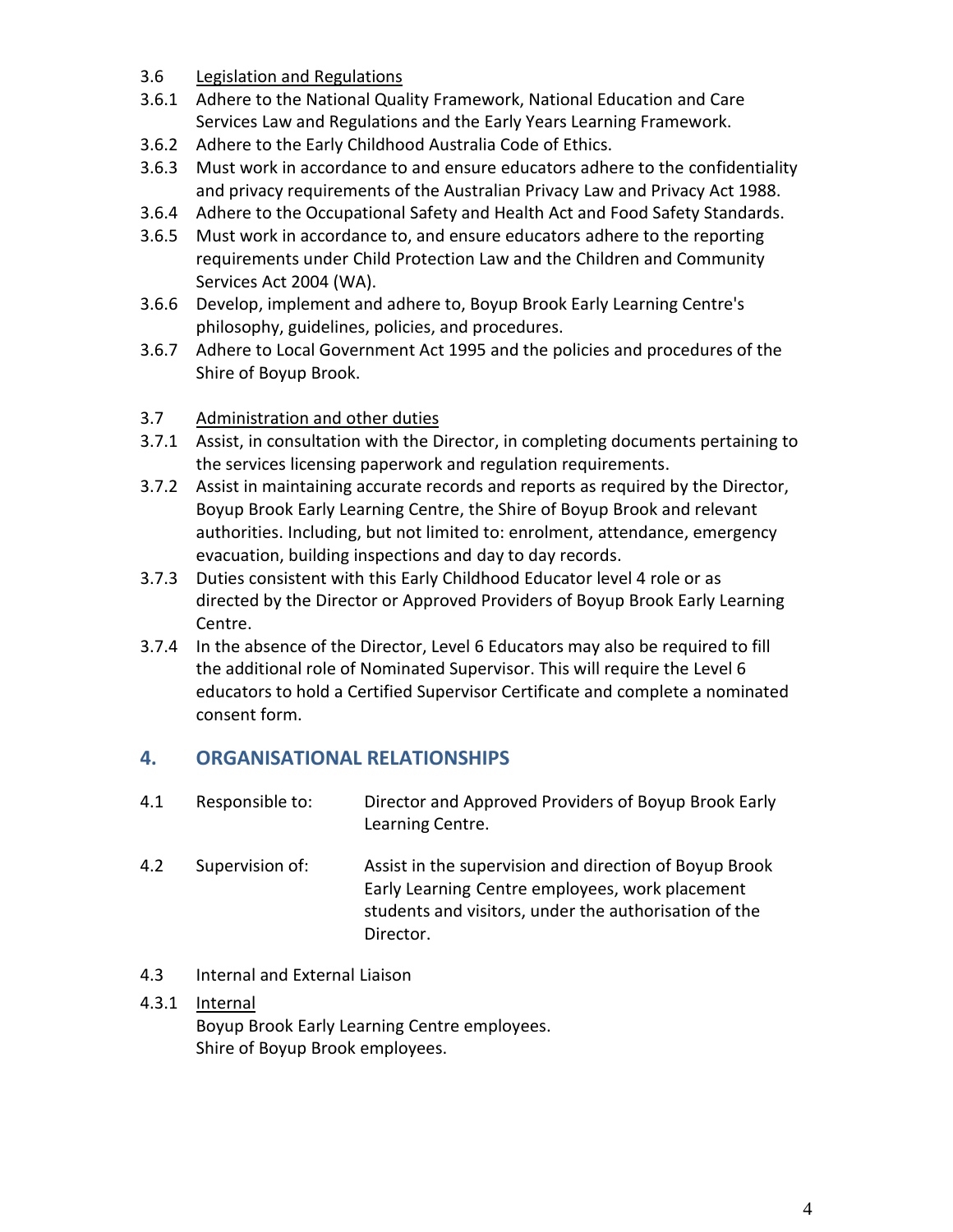3.6 Legislation and Regulations

3.6.1 Adhere to the National Quality Framework, National Education and Care Services Law and Regulations and the Early Years Learning Framework.

3.6.2 Adhere to the Early Childhood Australia Code of Ethics.

3.6.3 Must work in accordance to and ensure educators adhere to the confidentiality and privacy requirements of the Australian Privacy Law and Privacy Act 1988.

3.6.4 Adhere to the Occupational Safety and Health Act and Food Safety Standards.

3.6.5 Must work in accordance to, and ensure educators adhere to the reporting requirements under Child Protection Law and the Children and Community Services Act 2004 (WA).

3.6.6 Develop, implement and adhere to, Boyup Brook Early Learning Centre's philosophy, guidelines, policies, and procedures.

3.6.7 Adhere to Local Government Act 1995 and the policies and procedures of the Shire of Boyup Brook.

3.7 Administration and other duties

3.7.1 Assist, in consultation with the Director, in completing documents pertaining to the services licensing paperwork and regulation requirements.

3.7.2 Assist in maintaining accurate records and reports as required by the Director, Boyup Brook Early Learning Centre, the Shire of Boyup Brook and relevant authorities. Including, but not limited to: enrolment, attendance, emergency evacuation, building inspections and day to day records.

3.7.3 Duties consistent with this Early Childhood Educator level 4 role or as directed by the Director or Approved Providers of Boyup Brook Early Learning Centre.

3.7.4 In the absence of the Director, Level 6 Educators may also be required to fill the additional role of Nominated Supervisor. This will require the Level 6 educators to hold a Certified Supervisor Certificate and complete a nominated consent form.

## 4. ORGANISATIONAL RELATIONSHIPS

4.1 Responsible to: Director and Approved Providers of Boyup Brook Early Learning Centre.

4.2 Supervision of: Assist in the supervision and direction of Boyup Brook Early Learning Centre employees, work placement students and visitors, under the authorisation of the Director.

4.3 Internal and External Liaison

4.3.1 Internal

Boyup Brook Early Learning Centre employees.
Shire of Boyup Brook employees.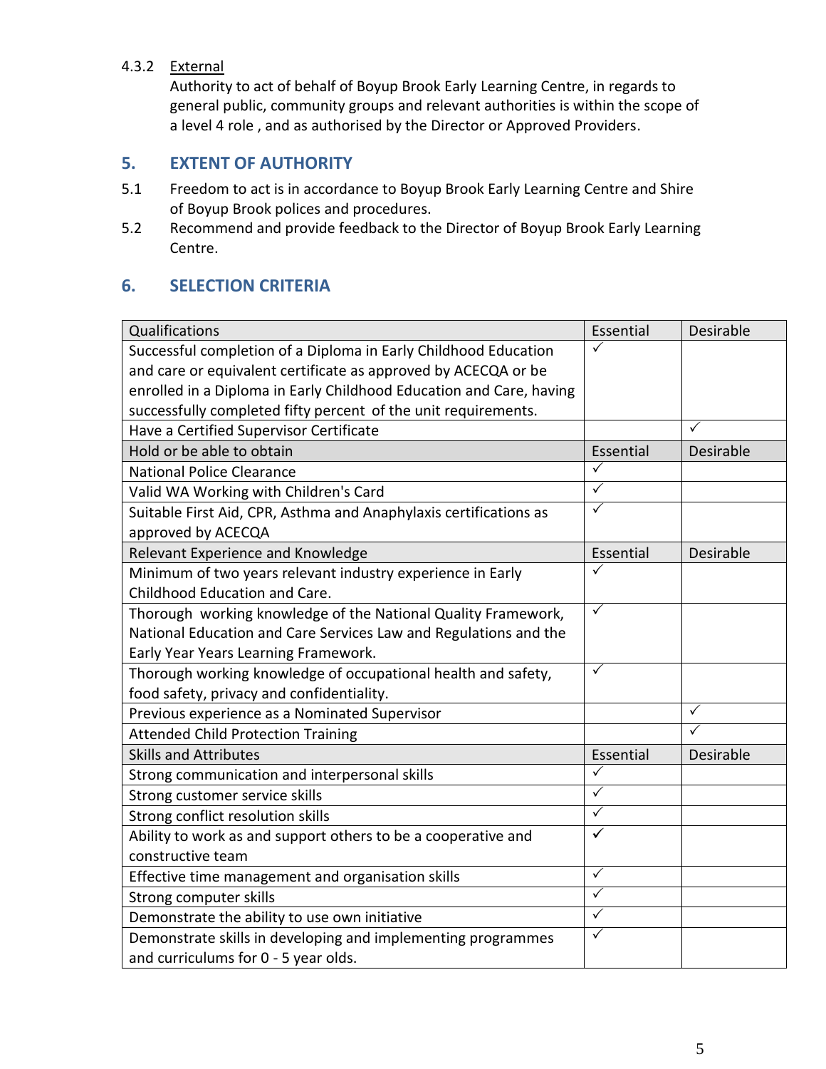4.3.2 <u>External</u>

Authority to act of behalf of Boyup Brook Early Learning Centre, in regards to general public, community groups and relevant authorities is within the scope of a level 4 role , and as authorised by the Director or Approved Providers.

## 5. EXTENT OF AUTHORITY

5.1 Freedom to act is in accordance to Boyup Brook Early Learning Centre and Shire of Boyup Brook polices and procedures.

5.2 Recommend and provide feedback to the Director of Boyup Brook Early Learning Centre.

## 6. SELECTION CRITERIA

| Qualifications | Essential | Desirable |
|---|---|---|
| Successful completion of a Diploma in Early Childhood Education and care or equivalent certificate as approved by ACECQA or be enrolled in a Diploma in Early Childhood Education and Care, having successfully completed fifty percent of the unit requirements. | ✓ | |
| Have a Certified Supervisor Certificate | | ✓ |
| **Hold or be able to obtain** | **Essential** | **Desirable** |
| National Police Clearance | ✓ | |
| Valid WA Working with Children's Card | ✓ | |
| Suitable First Aid, CPR, Asthma and Anaphylaxis certifications as approved by ACECQA | ✓ | |
| **Relevant Experience and Knowledge** | **Essential** | **Desirable** |
| Minimum of two years relevant industry experience in Early Childhood Education and Care. | ✓ | |
| Thorough working knowledge of the National Quality Framework, National Education and Care Services Law and Regulations and the Early Year Years Learning Framework. | ✓ | |
| Thorough working knowledge of occupational health and safety, food safety, privacy and confidentiality. | ✓ | |
| Previous experience as a Nominated Supervisor | | ✓ |
| Attended Child Protection Training | | ✓ |
| **Skills and Attributes** | **Essential** | **Desirable** |
| Strong communication and interpersonal skills | ✓ | |
| Strong customer service skills | ✓ | |
| Strong conflict resolution skills | ✓ | |
| Ability to work as and support others to be a cooperative and constructive team | ✓ | |
| Effective time management and organisation skills | ✓ | |
| Strong computer skills | ✓ | |
| Demonstrate the ability to use own initiative | ✓ | |
| Demonstrate skills in developing and implementing programmes and curriculums for 0 - 5 year olds. | ✓ | |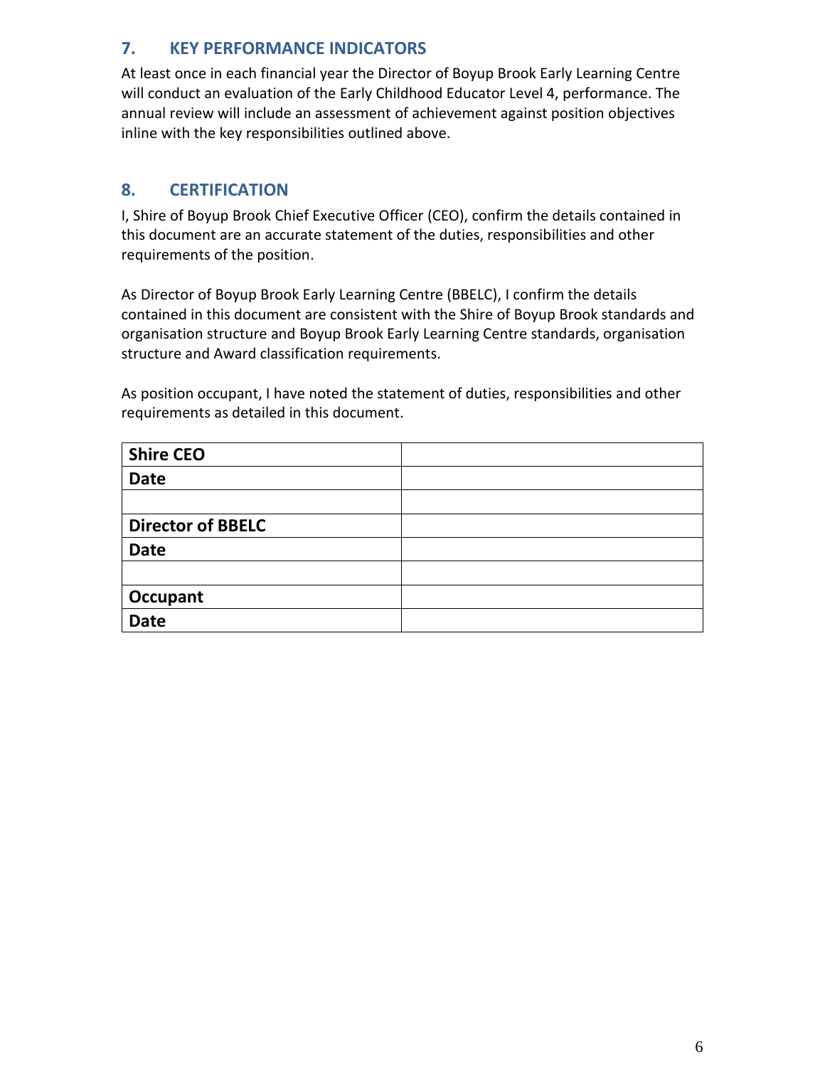## 7. KEY PERFORMANCE INDICATORS

At least once in each financial year the Director of Boyup Brook Early Learning Centre will conduct an evaluation of the Early Childhood Educator Level 4, performance. The annual review will include an assessment of achievement against position objectives inline with the key responsibilities outlined above.

## 8. CERTIFICATION

I, Shire of Boyup Brook Chief Executive Officer (CEO), confirm the details contained in this document are an accurate statement of the duties, responsibilities and other requirements of the position.

As Director of Boyup Brook Early Learning Centre (BBELC), I confirm the details contained in this document are consistent with the Shire of Boyup Brook standards and organisation structure and Boyup Brook Early Learning Centre standards, organisation structure and Award classification requirements.

As position occupant, I have noted the statement of duties, responsibilities and other requirements as detailed in this document.

| | |
|---|---|
| **Shire CEO** | |
| **Date** | |
| | |
| **Director of BBELC** | |
| **Date** | |
| | |
| **Occupant** | |
| **Date** | |